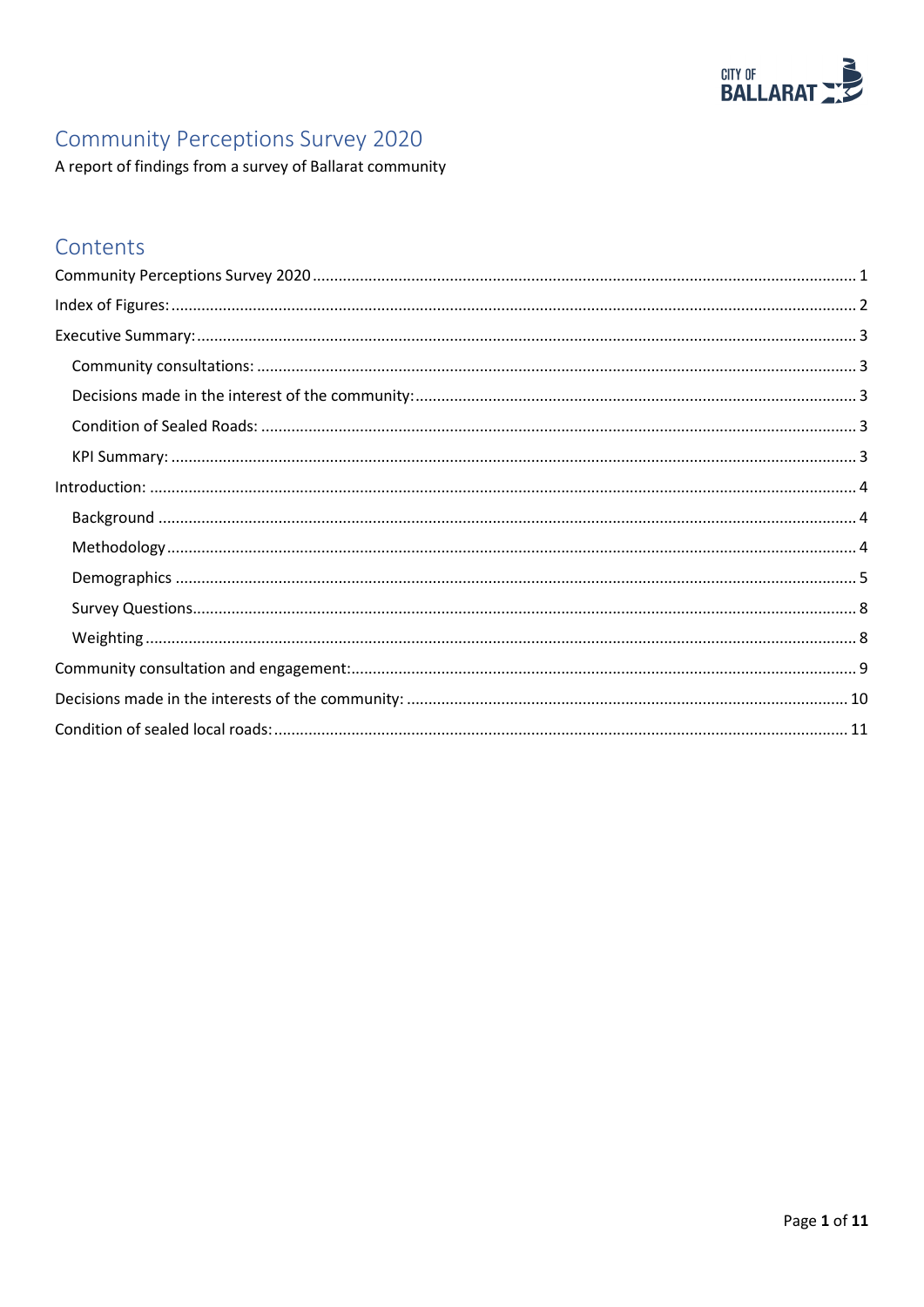# Community Perceptions Survey 2020

A report of findings from a survey of Ballarat community

## Contents

Community Perceptions Survey 2020 ..... 1
Index of Figures: ..... 2
Executive Summary: ..... 3
- Community consultations: ..... 3
- Decisions made in the interest of the community: ..... 3
- Condition of Sealed Roads: ..... 3
- KPI Summary: ..... 3

Introduction: ..... 4
- Background ..... 4
- Methodology ..... 4
- Demographics ..... 5
- Survey Questions ..... 8
- Weighting ..... 8

Community consultation and engagement: ..... 9
Decisions made in the interests of the community: ..... 10
Condition of sealed local roads: ..... 11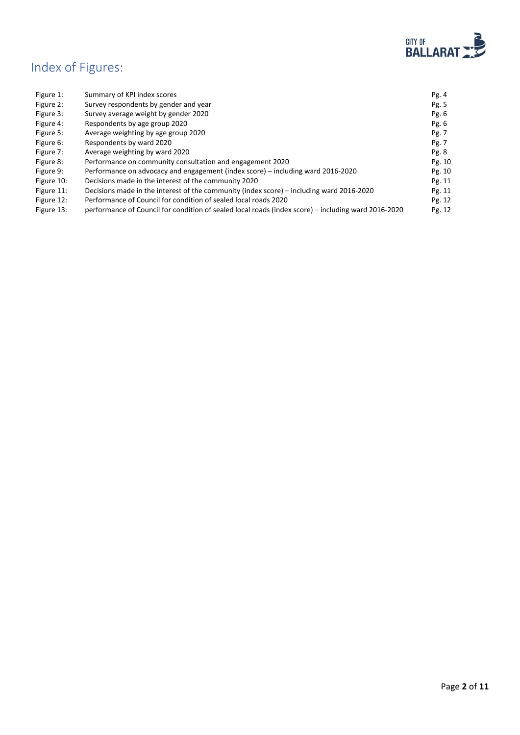# Index of Figures:

| | | |
|---|---|---|
| Figure 1: | Summary of KPI index scores | Pg. 4 |
| Figure 2: | Survey respondents by gender and year | Pg. 5 |
| Figure 3: | Survey average weight by gender 2020 | Pg. 6 |
| Figure 4: | Respondents by age group 2020 | Pg. 6 |
| Figure 5: | Average weighting by age group 2020 | Pg. 7 |
| Figure 6: | Respondents by ward 2020 | Pg. 7 |
| Figure 7: | Average weighting by ward 2020 | Pg. 8 |
| Figure 8: | Performance on community consultation and engagement 2020 | Pg. 10 |
| Figure 9: | Performance on advocacy and engagement (index score) – including ward 2016-2020 | Pg. 10 |
| Figure 10: | Decisions made in the interest of the community 2020 | Pg. 11 |
| Figure 11: | Decisions made in the interest of the community (index score) – including ward 2016-2020 | Pg. 11 |
| Figure 12: | Performance of Council for condition of sealed local roads 2020 | Pg. 12 |
| Figure 13: | performance of Council for condition of sealed local roads (index score) – including ward 2016-2020 | Pg. 12 |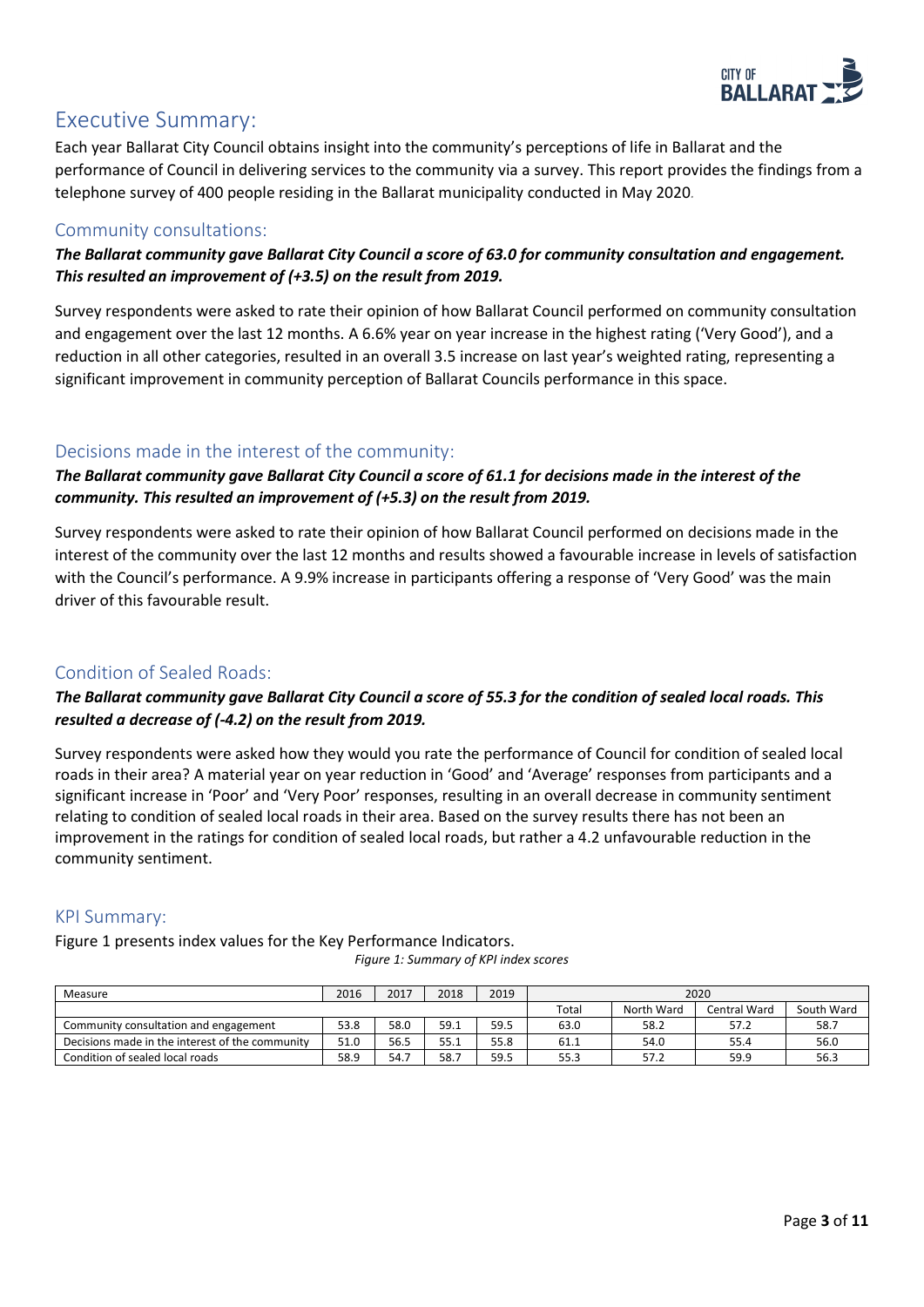# Executive Summary:

Each year Ballarat City Council obtains insight into the community's perceptions of life in Ballarat and the performance of Council in delivering services to the community via a survey. This report provides the findings from a telephone survey of 400 people residing in the Ballarat municipality conducted in May 2020.

## Community consultations:

***The Ballarat community gave Ballarat City Council a score of 63.0 for community consultation and engagement. This resulted an improvement of (+3.5) on the result from 2019.***

Survey respondents were asked to rate their opinion of how Ballarat Council performed on community consultation and engagement over the last 12 months. A 6.6% year on year increase in the highest rating ('Very Good'), and a reduction in all other categories, resulted in an overall 3.5 increase on last year's weighted rating, representing a significant improvement in community perception of Ballarat Councils performance in this space.

## Decisions made in the interest of the community:

***The Ballarat community gave Ballarat City Council a score of 61.1 for decisions made in the interest of the community. This resulted an improvement of (+5.3) on the result from 2019.***

Survey respondents were asked to rate their opinion of how Ballarat Council performed on decisions made in the interest of the community over the last 12 months and results showed a favourable increase in levels of satisfaction with the Council's performance. A 9.9% increase in participants offering a response of 'Very Good' was the main driver of this favourable result.

## Condition of Sealed Roads:

***The Ballarat community gave Ballarat City Council a score of 55.3 for the condition of sealed local roads. This resulted a decrease of (-4.2) on the result from 2019.***

Survey respondents were asked how they would you rate the performance of Council for condition of sealed local roads in their area? A material year on year reduction in 'Good' and 'Average' responses from participants and a significant increase in 'Poor' and 'Very Poor' responses, resulting in an overall decrease in community sentiment relating to condition of sealed local roads in their area. Based on the survey results there has not been an improvement in the ratings for condition of sealed local roads, but rather a 4.2 unfavourable reduction in the community sentiment.

## KPI Summary:

Figure 1 presents index values for the Key Performance Indicators.

*Figure 1: Summary of KPI index scores*

| Measure | 2016 | 2017 | 2018 | 2019 | 2020 | | | |
|---|---|---|---|---|---|---|---|---|
| | | | | | Total | North Ward | Central Ward | South Ward |
| Community consultation and engagement | 53.8 | 58.0 | 59.1 | 59.5 | 63.0 | 58.2 | 57.2 | 58.7 |
| Decisions made in the interest of the community | 51.0 | 56.5 | 55.1 | 55.8 | 61.1 | 54.0 | 55.4 | 56.0 |
| Condition of sealed local roads | 58.9 | 54.7 | 58.7 | 59.5 | 55.3 | 57.2 | 59.9 | 56.3 |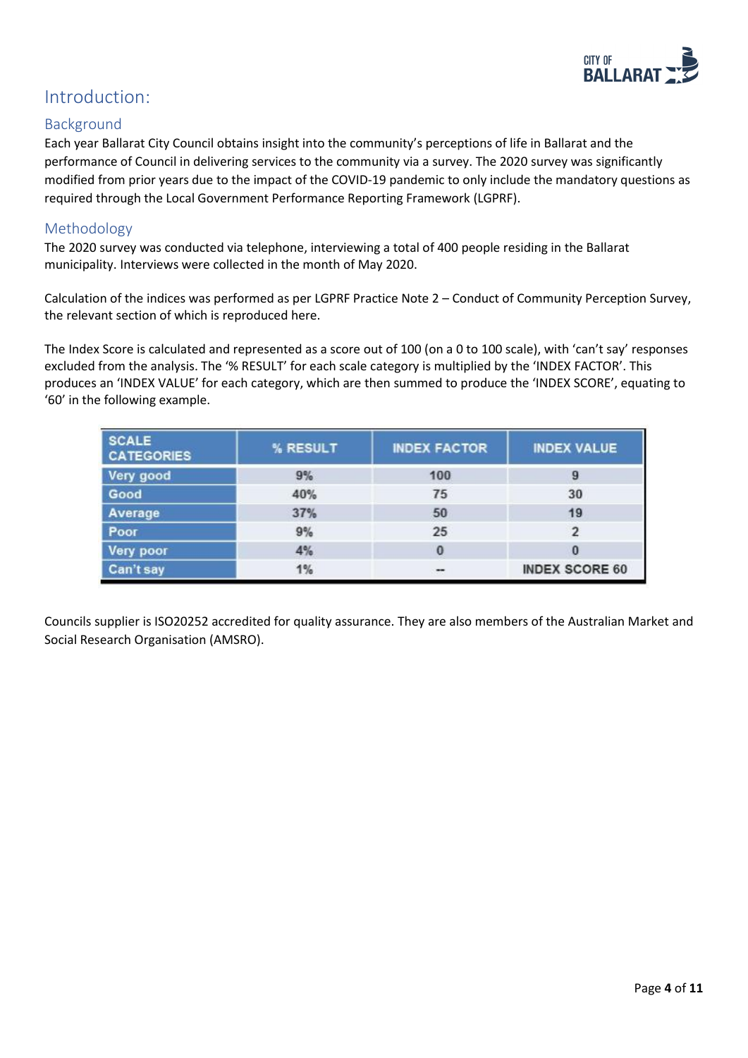# Introduction:

## Background

Each year Ballarat City Council obtains insight into the community's perceptions of life in Ballarat and the performance of Council in delivering services to the community via a survey. The 2020 survey was significantly modified from prior years due to the impact of the COVID-19 pandemic to only include the mandatory questions as required through the Local Government Performance Reporting Framework (LGPRF).

## Methodology

The 2020 survey was conducted via telephone, interviewing a total of 400 people residing in the Ballarat municipality. Interviews were collected in the month of May 2020.

Calculation of the indices was performed as per LGPRF Practice Note 2 – Conduct of Community Perception Survey, the relevant section of which is reproduced here.

The Index Score is calculated and represented as a score out of 100 (on a 0 to 100 scale), with 'can't say' responses excluded from the analysis. The '% RESULT' for each scale category is multiplied by the 'INDEX FACTOR'. This produces an 'INDEX VALUE' for each category, which are then summed to produce the 'INDEX SCORE', equating to '60' in the following example.

| SCALE CATEGORIES | % RESULT | INDEX FACTOR | INDEX VALUE |
|---|---|---|---|
| Very good | 9% | 100 | 9 |
| Good | 40% | 75 | 30 |
| Average | 37% | 50 | 19 |
| Poor | 9% | 25 | 2 |
| Very poor | 4% | 0 | 0 |
| Can't say | 1% | -- | INDEX SCORE 60 |

Councils supplier is ISO20252 accredited for quality assurance. They are also members of the Australian Market and Social Research Organisation (AMSRO).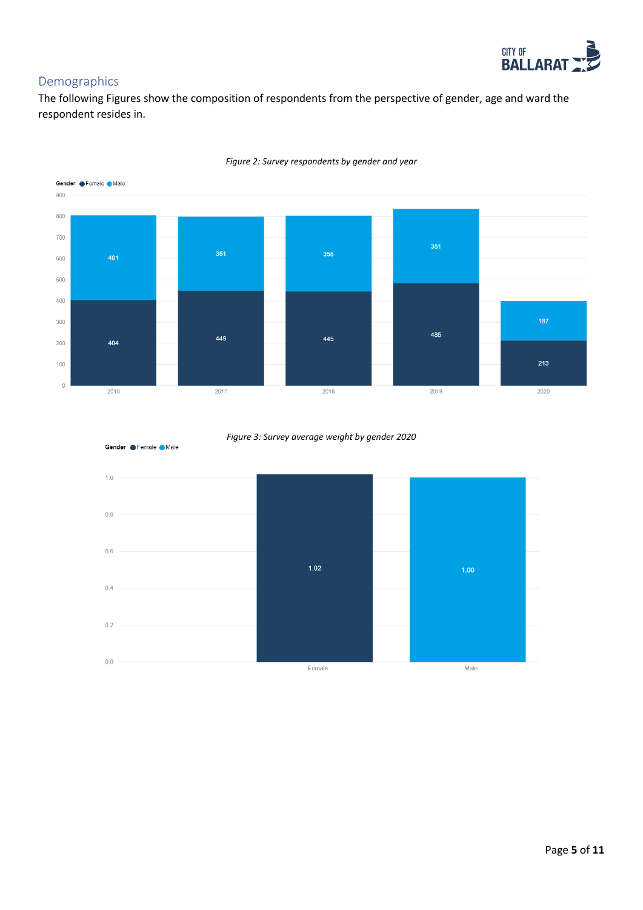## Demographics

The following Figures show the composition of respondents from the perspective of gender, age and ward the respondent resides in.

*Figure 2: Survey respondents by gender and year*

| Year | Female | Male |
|---|---|---|
| 2016 | 404 | 401 |
| 2017 | 449 | 351 |
| 2018 | 445 | 358 |
| 2019 | 485 | 351 |
| 2020 | 213 | 187 |

*Figure 3: Survey average weight by gender 2020*

| Gender | Average weight |
|---|---|
| Female | 1.02 |
| Male | 1.00 |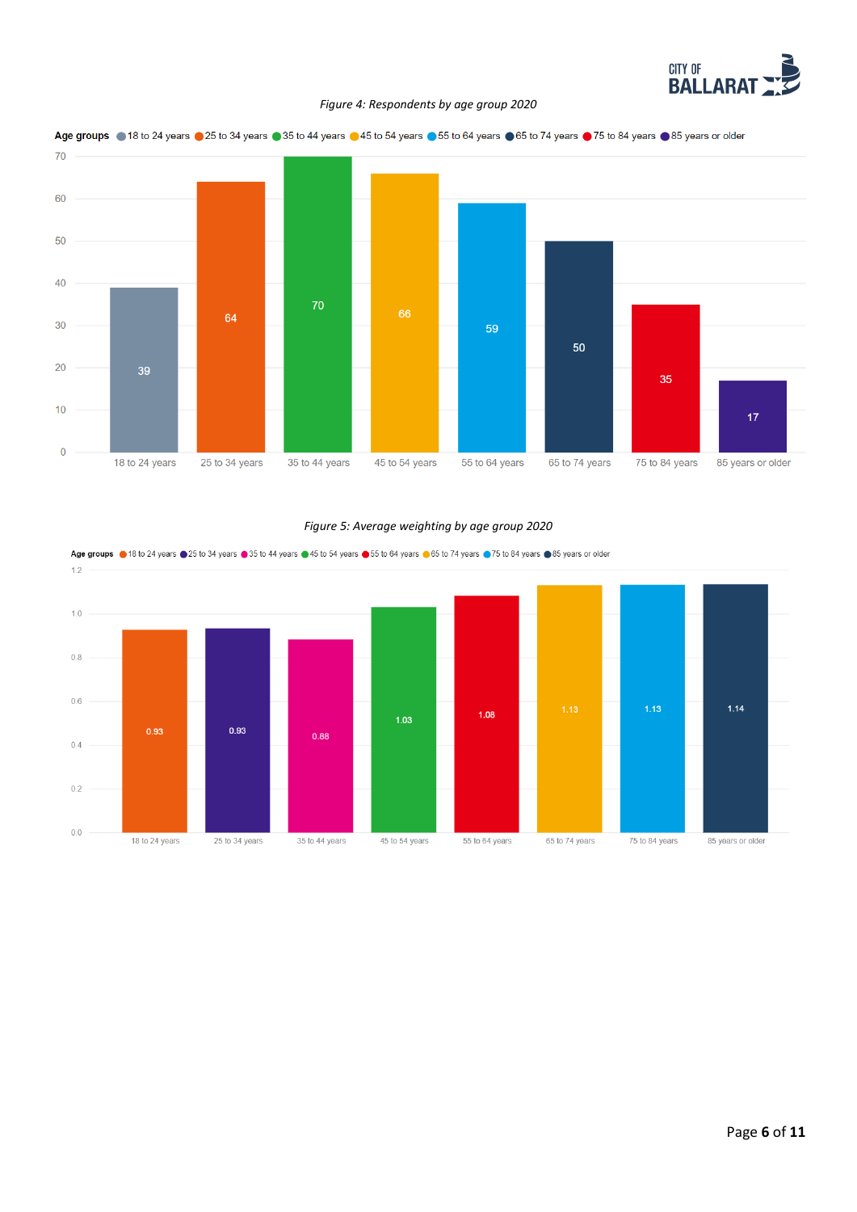*Figure 4: Respondents by age group 2020*

| Age groups | Respondents |
|---|---|
| 18 to 24 years | 39 |
| 25 to 34 years | 64 |
| 35 to 44 years | 70 |
| 45 to 54 years | 66 |
| 55 to 64 years | 59 |
| 65 to 74 years | 50 |
| 75 to 84 years | 35 |
| 85 years or older | 17 |

*Figure 5: Average weighting by age group 2020*

| Age groups | Average weighting |
|---|---|
| 18 to 24 years | 0.93 |
| 25 to 34 years | 0.93 |
| 35 to 44 years | 0.88 |
| 45 to 54 years | 1.03 |
| 55 to 64 years | 1.08 |
| 65 to 74 years | 1.13 |
| 75 to 84 years | 1.13 |
| 85 years or older | 1.14 |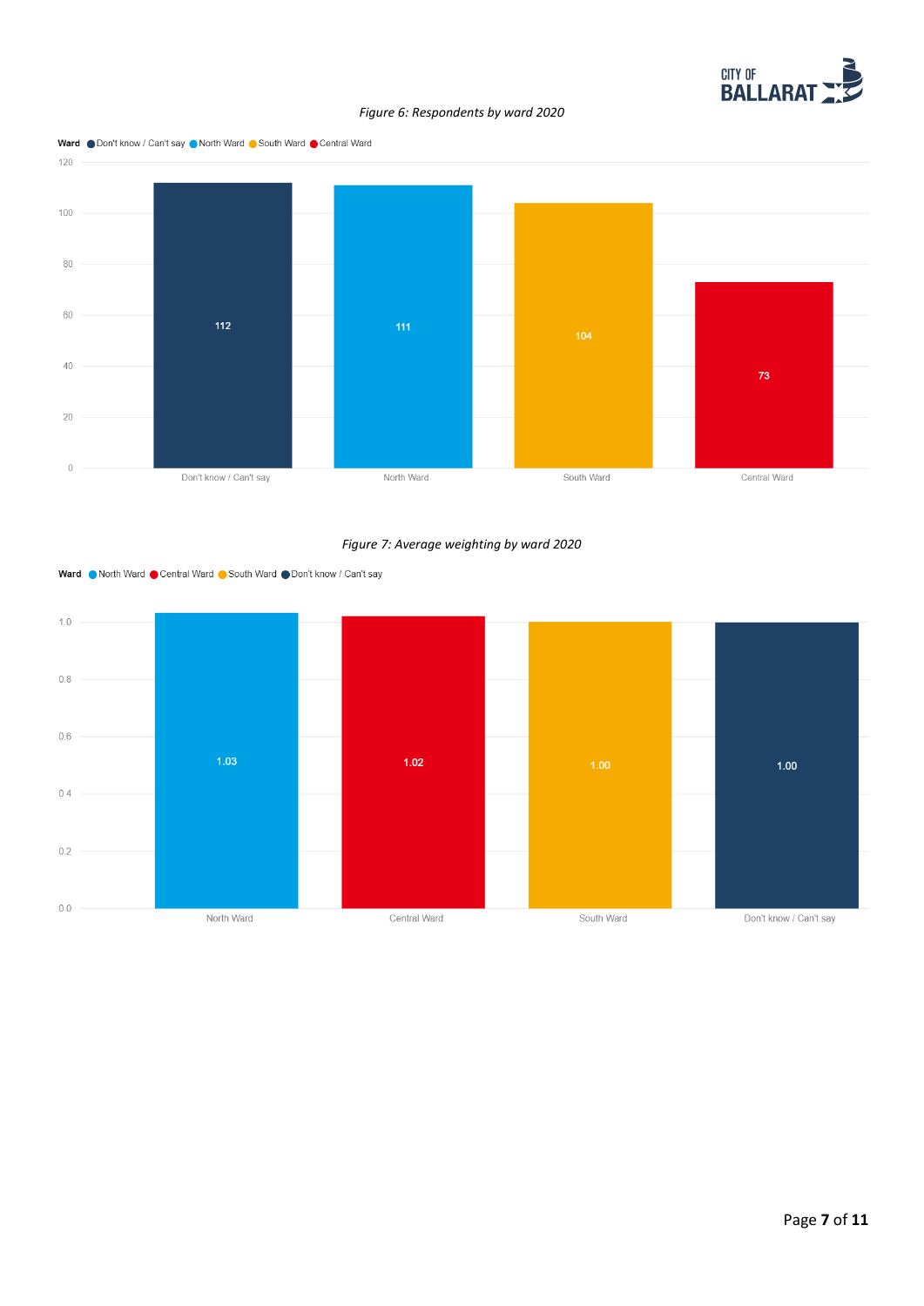*Figure 6: Respondents by ward 2020*

| Ward | Respondents |
|---|---|
| Don't know / Can't say | 112 |
| North Ward | 111 |
| South Ward | 104 |
| Central Ward | 73 |

*Figure 7: Average weighting by ward 2020*

| Ward | Average weighting |
|---|---|
| North Ward | 1.03 |
| Central Ward | 1.02 |
| South Ward | 1.00 |
| Don't know / Can't say | 1.00 |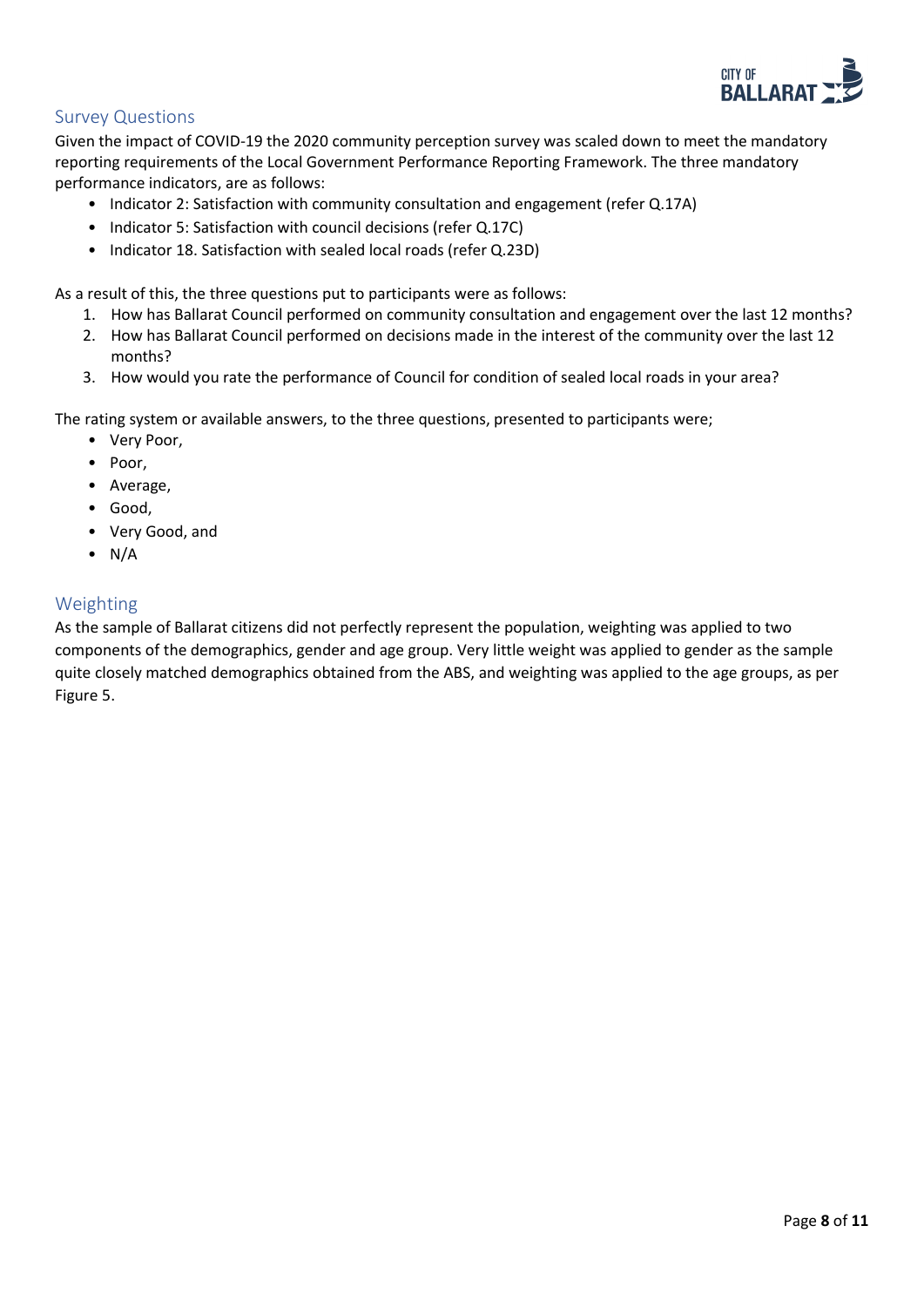## Survey Questions

Given the impact of COVID-19 the 2020 community perception survey was scaled down to meet the mandatory reporting requirements of the Local Government Performance Reporting Framework. The three mandatory performance indicators, are as follows:

- Indicator 2: Satisfaction with community consultation and engagement (refer Q.17A)
- Indicator 5: Satisfaction with council decisions (refer Q.17C)
- Indicator 18. Satisfaction with sealed local roads (refer Q.23D)

As a result of this, the three questions put to participants were as follows:

1. How has Ballarat Council performed on community consultation and engagement over the last 12 months?
2. How has Ballarat Council performed on decisions made in the interest of the community over the last 12 months?
3. How would you rate the performance of Council for condition of sealed local roads in your area?

The rating system or available answers, to the three questions, presented to participants were;

- Very Poor,
- Poor,
- Average,
- Good,
- Very Good, and
- N/A

## Weighting

As the sample of Ballarat citizens did not perfectly represent the population, weighting was applied to two components of the demographics, gender and age group. Very little weight was applied to gender as the sample quite closely matched demographics obtained from the ABS, and weighting was applied to the age groups, as per Figure 5.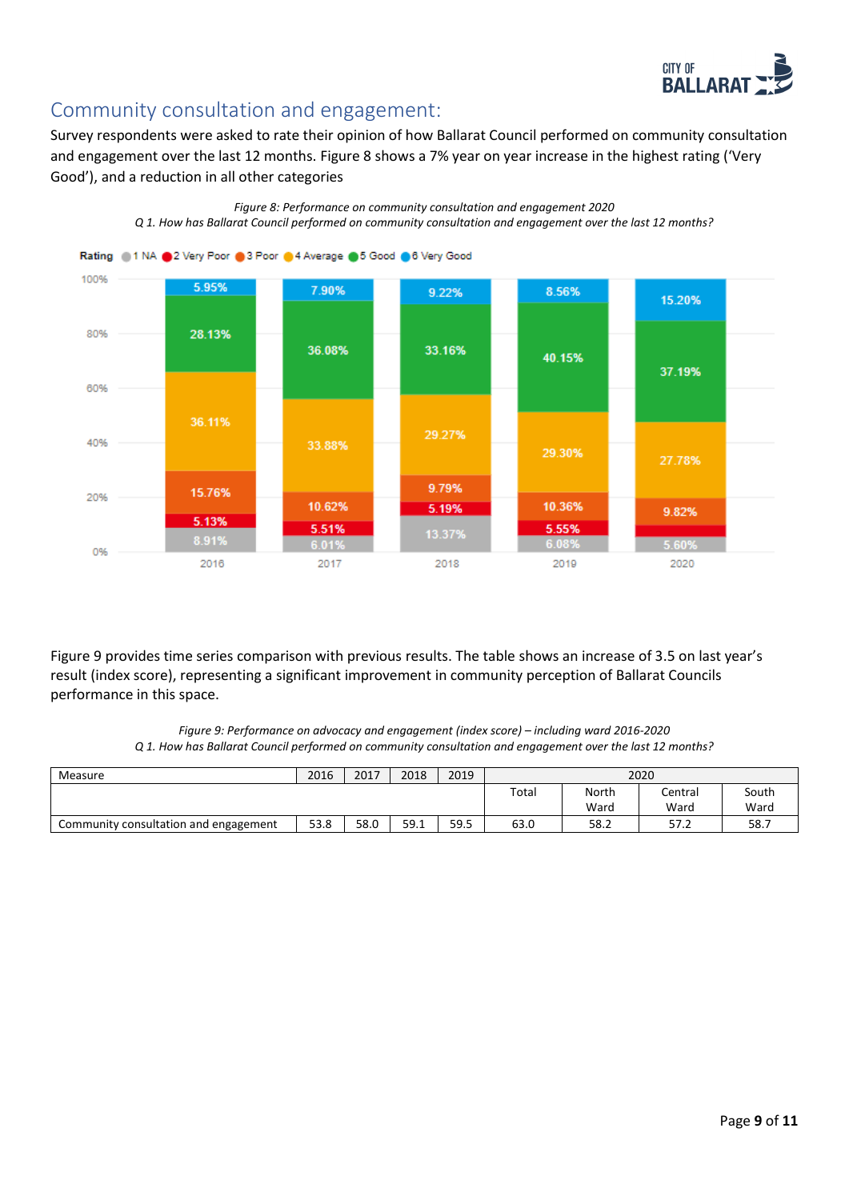## Community consultation and engagement:

Survey respondents were asked to rate their opinion of how Ballarat Council performed on community consultation and engagement over the last 12 months. Figure 8 shows a 7% year on year increase in the highest rating ('Very Good'), and a reduction in all other categories

*Figure 8: Performance on community consultation and engagement 2020*
*Q 1. How has Ballarat Council performed on community consultation and engagement over the last 12 months?*

| Rating | 2016 | 2017 | 2018 | 2019 | 2020 |
|---|---|---|---|---|---|
| 6 Very Good | 5.95% | 7.90% | 9.22% | 8.56% | 15.20% |
| 5 Good | 28.13% | 36.08% | 33.16% | 40.15% | 37.19% |
| 4 Average | 36.11% | 33.88% | 29.27% | 29.30% | 27.78% |
| 3 Poor | 15.76% | 10.62% | 9.79% | 10.36% | 9.82% |
| 2 Very Poor | 5.13% | 5.51% | 5.19% | 5.55% | |
| 1 NA | 8.91% | 6.01% | 13.37% | 6.08% | 5.60% |

Figure 9 provides time series comparison with previous results. The table shows an increase of 3.5 on last year's result (index score), representing a significant improvement in community perception of Ballarat Councils performance in this space.

*Figure 9: Performance on advocacy and engagement (index score) – including ward 2016-2020*
*Q 1. How has Ballarat Council performed on community consultation and engagement over the last 12 months?*

| Measure | 2016 | 2017 | 2018 | 2019 | 2020 | | | |
|---|---|---|---|---|---|---|---|---|
| | | | | | Total | North Ward | Central Ward | South Ward |
| Community consultation and engagement | 53.8 | 58.0 | 59.1 | 59.5 | 63.0 | 58.2 | 57.2 | 58.7 |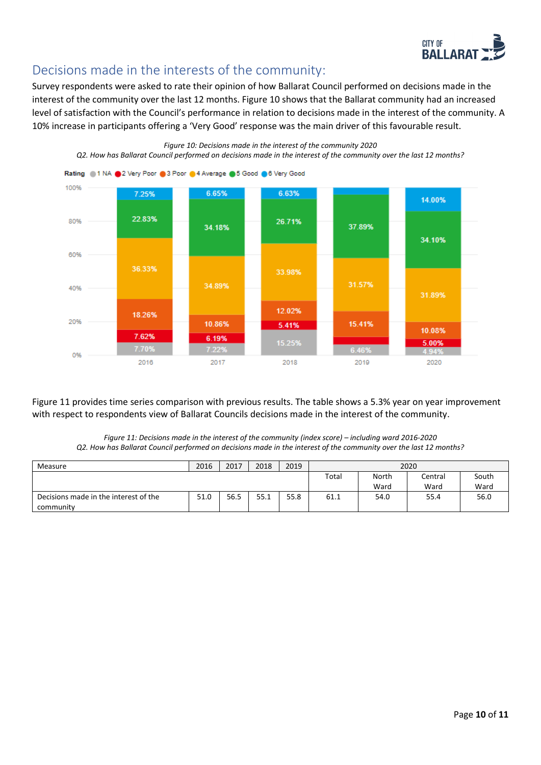## Decisions made in the interests of the community:

Survey respondents were asked to rate their opinion of how Ballarat Council performed on decisions made in the interest of the community over the last 12 months. Figure 10 shows that the Ballarat community had an increased level of satisfaction with the Council's performance in relation to decisions made in the interest of the community. A 10% increase in participants offering a 'Very Good' response was the main driver of this favourable result.

*Figure 10: Decisions made in the interest of the community 2020*
*Q2. How has Ballarat Council performed on decisions made in the interest of the community over the last 12 months?*

| Rating | 2016 | 2017 | 2018 | 2019 | 2020 |
|---|---|---|---|---|---|
| 1 NA | 7.70% | 7.22% | 15.25% | 6.46% | 4.94% |
| 2 Very Poor | 7.62% | 6.19% | 5.41% | | 5.00% |
| 3 Poor | 18.26% | 10.86% | 12.02% | 15.41% | 10.08% |
| 4 Average | 36.33% | 34.89% | 33.98% | 31.57% | 31.89% |
| 5 Good | 22.83% | 34.18% | 26.71% | 37.89% | 34.10% |
| 6 Very Good | 7.25% | 6.65% | 6.63% | | 14.00% |

Figure 11 provides time series comparison with previous results. The table shows a 5.3% year on year improvement with respect to respondents view of Ballarat Councils decisions made in the interest of the community.

*Figure 11: Decisions made in the interest of the community (index score) – including ward 2016-2020*
*Q2. How has Ballarat Council performed on decisions made in the interest of the community over the last 12 months?*

| Measure | 2016 | 2017 | 2018 | 2019 | 2020 | | | |
|---|---|---|---|---|---|---|---|---|
| | | | | | Total | North Ward | Central Ward | South Ward |
| Decisions made in the interest of the community | 51.0 | 56.5 | 55.1 | 55.8 | 61.1 | 54.0 | 55.4 | 56.0 |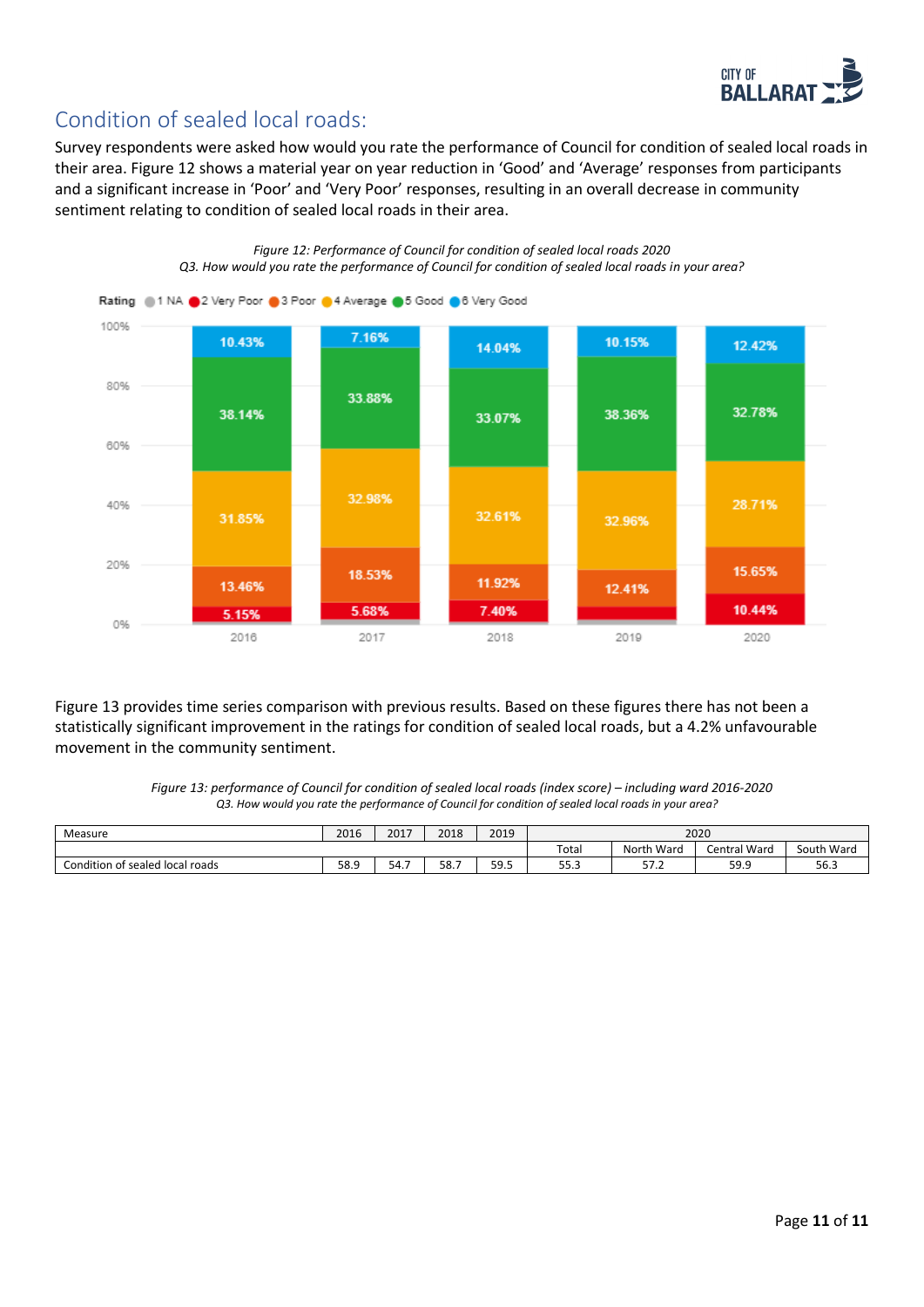## Condition of sealed local roads:

Survey respondents were asked how would you rate the performance of Council for condition of sealed local roads in their area. Figure 12 shows a material year on year reduction in 'Good' and 'Average' responses from participants and a significant increase in 'Poor' and 'Very Poor' responses, resulting in an overall decrease in community sentiment relating to condition of sealed local roads in their area.

*Figure 12: Performance of Council for condition of sealed local roads 2020*
*Q3. How would you rate the performance of Council for condition of sealed local roads in your area?*

Rating 1 NA 2 Very Poor 3 Poor 4 Average 5 Good 6 Very Good

100%
80%
60%
40%
20%
0%

2016: 10.43% 38.14% 31.85% 13.46% 5.15%
2017: 7.16% 33.88% 32.98% 18.53% 5.68%
2018: 14.04% 33.07% 32.61% 11.92% 7.40%
2019: 10.15% 38.36% 32.96% 12.41%
2020: 12.42% 32.78% 28.71% 15.65% 10.44%

Figure 13 provides time series comparison with previous results. Based on these figures there has not been a statistically significant improvement in the ratings for condition of sealed local roads, but a 4.2% unfavourable movement in the community sentiment.

*Figure 13: performance of Council for condition of sealed local roads (index score) – including ward 2016-2020*
*Q3. How would you rate the performance of Council for condition of sealed local roads in your area?*

| Measure | 2016 | 2017 | 2018 | 2019 | 2020 | | | |
|---|---|---|---|---|---|---|---|---|
| | | | | | Total | North Ward | Central Ward | South Ward |
| Condition of sealed local roads | 58.9 | 54.7 | 58.7 | 59.5 | 55.3 | 57.2 | 59.9 | 56.3 |